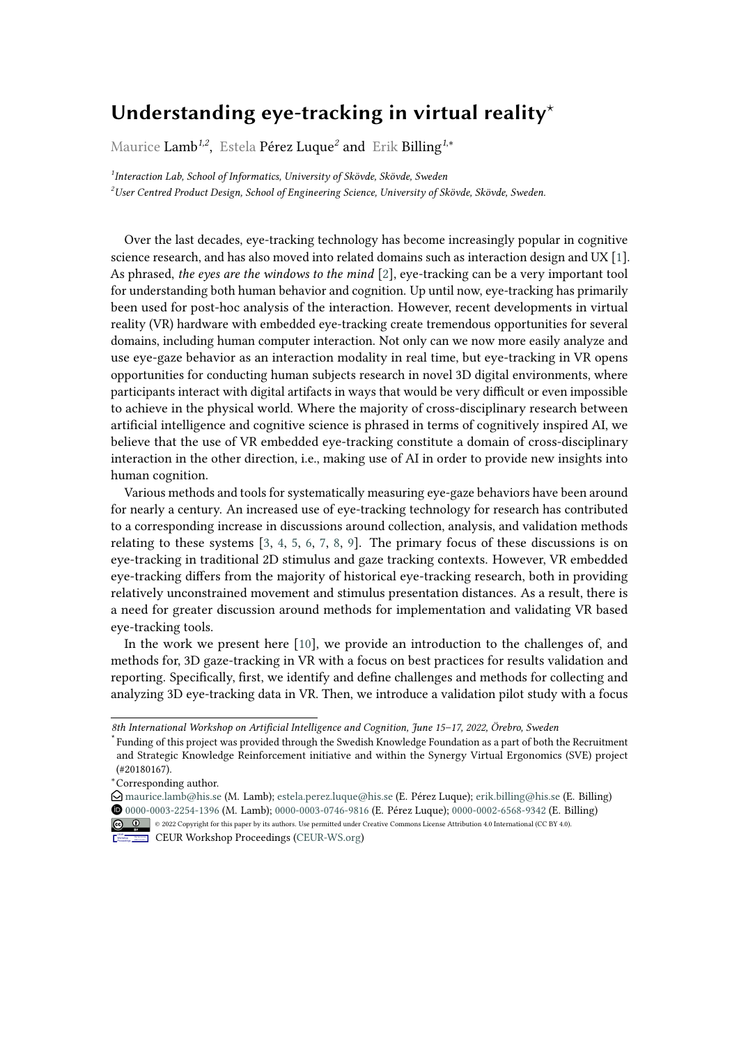# Understanding eye-tracking in virtual reality*

Maurice Lamb[1,2], Estela Pérez Luque[2] and Erik Billing[1,*]

[1]*Interaction Lab, School of Informatics, University of Skövde, Skövde, Sweden*

[2]*User Centred Product Design, School of Engineering Science, University of Skövde, Skövde, Sweden.*

Over the last decades, eye-tracking technology has become increasingly popular in cognitive science research, and has also moved into related domains such as interaction design and UX [1]. As phrased, *the eyes are the windows to the mind* [2], eye-tracking can be a very important tool for understanding both human behavior and cognition. Up until now, eye-tracking has primarily been used for post-hoc analysis of the interaction. However, recent developments in virtual reality (VR) hardware with embedded eye-tracking create tremendous opportunities for several domains, including human computer interaction. Not only can we now more easily analyze and use eye-gaze behavior as an interaction modality in real time, but eye-tracking in VR opens opportunities for conducting human subjects research in novel 3D digital environments, where participants interact with digital artifacts in ways that would be very difficult or even impossible to achieve in the physical world. Where the majority of cross-disciplinary research between artificial intelligence and cognitive science is phrased in terms of cognitively inspired AI, we believe that the use of VR embedded eye-tracking constitute a domain of cross-disciplinary interaction in the other direction, i.e., making use of AI in order to provide new insights into human cognition.

Various methods and tools for systematically measuring eye-gaze behaviors have been around for nearly a century. An increased use of eye-tracking technology for research has contributed to a corresponding increase in discussions around collection, analysis, and validation methods relating to these systems [3, 4, 5, 6, 7, 8, 9]. The primary focus of these discussions is on eye-tracking in traditional 2D stimulus and gaze tracking contexts. However, VR embedded eye-tracking differs from the majority of historical eye-tracking research, both in providing relatively unconstrained movement and stimulus presentation distances. As a result, there is a need for greater discussion around methods for implementation and validating VR based eye-tracking tools.

In the work we present here [10], we provide an introduction to the challenges of, and methods for, 3D gaze-tracking in VR with a focus on best practices for results validation and reporting. Specifically, first, we identify and define challenges and methods for collecting and analyzing 3D eye-tracking data in VR. Then, we introduce a validation pilot study with a focus

---

*8th International Workshop on Artificial Intelligence and Cognition, June 15–17, 2022, Örebro, Sweden*

*Funding of this project was provided through the Swedish Knowledge Foundation as a part of both the Recruitment and Strategic Knowledge Reinforcement initiative and within the Synergy Virtual Ergonomics (SVE) project (#20180167).

*Corresponding author.

maurice.lamb@his.se (M. Lamb); estela.perez.luque@his.se (E. Pérez Luque); erik.billing@his.se (E. Billing)

0000-0003-2254-1396 (M. Lamb); 0000-0003-0746-9816 (E. Pérez Luque); 0000-0002-6568-9342 (E. Billing)

© 2022 Copyright for this paper by its authors. Use permitted under Creative Commons License Attribution 4.0 International (CC BY 4.0).

CEUR Workshop Proceedings (CEUR-WS.org)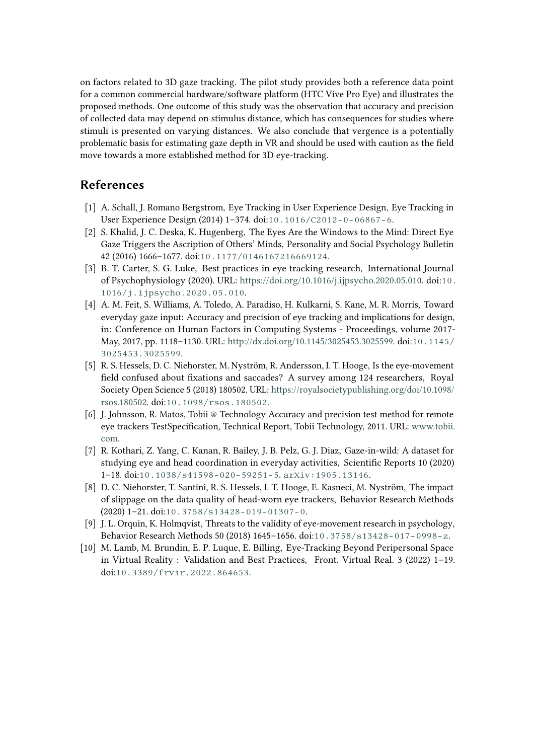on factors related to 3D gaze tracking. The pilot study provides both a reference data point for a common commercial hardware/software platform (HTC Vive Pro Eye) and illustrates the proposed methods. One outcome of this study was the observation that accuracy and precision of collected data may depend on stimulus distance, which has consequences for studies where stimuli is presented on varying distances. We also conclude that vergence is a potentially problematic basis for estimating gaze depth in VR and should be used with caution as the field move towards a more established method for 3D eye-tracking.

## References

[1] A. Schall, J. Romano Bergstrom, Eye Tracking in User Experience Design, Eye Tracking in User Experience Design (2014) 1–374. doi:10.1016/C2012-0-06867-6.

[2] S. Khalid, J. C. Deska, K. Hugenberg, The Eyes Are the Windows to the Mind: Direct Eye Gaze Triggers the Ascription of Others' Minds, Personality and Social Psychology Bulletin 42 (2016) 1666–1677. doi:10.1177/0146167216669124.

[3] B. T. Carter, S. G. Luke, Best practices in eye tracking research, International Journal of Psychophysiology (2020). URL: https://doi.org/10.1016/j.ijpsycho.2020.05.010. doi:10.1016/j.ijpsycho.2020.05.010.

[4] A. M. Feit, S. Williams, A. Toledo, A. Paradiso, H. Kulkarni, S. Kane, M. R. Morris, Toward everyday gaze input: Accuracy and precision of eye tracking and implications for design, in: Conference on Human Factors in Computing Systems - Proceedings, volume 2017-May, 2017, pp. 1118–1130. URL: http://dx.doi.org/10.1145/3025453.3025599. doi:10.1145/3025453.3025599.

[5] R. S. Hessels, D. C. Niehorster, M. Nyström, R. Andersson, I. T. Hooge, Is the eye-movement field confused about fixations and saccades? A survey among 124 researchers, Royal Society Open Science 5 (2018) 180502. URL: https://royalsocietypublishing.org/doi/10.1098/rsos.180502. doi:10.1098/rsos.180502.

[6] J. Johnsson, R. Matos, Tobii ® Technology Accuracy and precision test method for remote eye trackers TestSpecification, Technical Report, Tobii Technology, 2011. URL: www.tobii.com.

[7] R. Kothari, Z. Yang, C. Kanan, R. Bailey, J. B. Pelz, G. J. Diaz, Gaze-in-wild: A dataset for studying eye and head coordination in everyday activities, Scientific Reports 10 (2020) 1–18. doi:10.1038/s41598-020-59251-5. arXiv:1905.13146.

[8] D. C. Niehorster, T. Santini, R. S. Hessels, I. T. Hooge, E. Kasneci, M. Nyström, The impact of slippage on the data quality of head-worn eye trackers, Behavior Research Methods (2020) 1–21. doi:10.3758/s13428-019-01307-0.

[9] J. L. Orquin, K. Holmqvist, Threats to the validity of eye-movement research in psychology, Behavior Research Methods 50 (2018) 1645–1656. doi:10.3758/s13428-017-0998-z.

[10] M. Lamb, M. Brundin, E. P. Luque, E. Billing, Eye-Tracking Beyond Peripersonal Space in Virtual Reality : Validation and Best Practices, Front. Virtual Real. 3 (2022) 1–19. doi:10.3389/frvir.2022.864653.